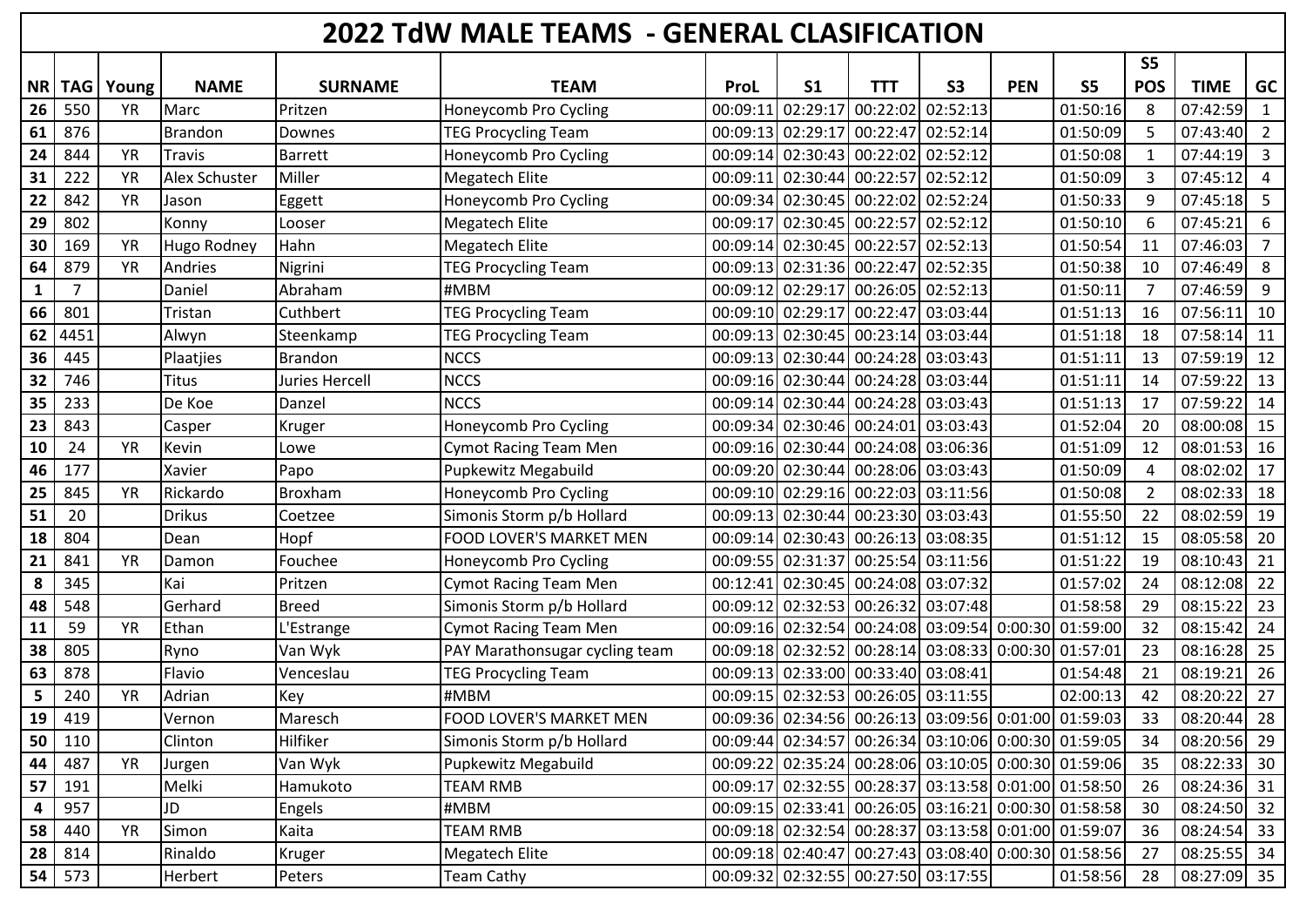# 2022 TdW MALE TEAMS - GENERAL CLASIFICATION

| NR | TAG | Young | NAME | SURNAME | TEAM | ProL | S1 | TTT | S3 | PEN | S5 | S5 POS | TIME | GC |
|---|---|---|---|---|---|---|---|---|---|---|---|---|---|---|
| 26 | 550 | YR | Marc | Pritzen | Honeycomb Pro Cycling | 00:09:11 | 02:29:17 | 00:22:02 | 02:52:13 | | 01:50:16 | 8 | 07:42:59 | 1 |
| 61 | 876 | | Brandon | Downes | TEG Procycling Team | 00:09:13 | 02:29:17 | 00:22:47 | 02:52:14 | | 01:50:09 | 5 | 07:43:40 | 2 |
| 24 | 844 | YR | Travis | Barrett | Honeycomb Pro Cycling | 00:09:14 | 02:30:43 | 00:22:02 | 02:52:12 | | 01:50:08 | 1 | 07:44:19 | 3 |
| 31 | 222 | YR | Alex Schuster | Miller | Megatech Elite | 00:09:11 | 02:30:44 | 00:22:57 | 02:52:12 | | 01:50:09 | 3 | 07:45:12 | 4 |
| 22 | 842 | YR | Jason | Eggett | Honeycomb Pro Cycling | 00:09:34 | 02:30:45 | 00:22:02 | 02:52:24 | | 01:50:33 | 9 | 07:45:18 | 5 |
| 29 | 802 | | Konny | Looser | Megatech Elite | 00:09:17 | 02:30:45 | 00:22:57 | 02:52:12 | | 01:50:10 | 6 | 07:45:21 | 6 |
| 30 | 169 | YR | Hugo Rodney | Hahn | Megatech Elite | 00:09:14 | 02:30:45 | 00:22:57 | 02:52:13 | | 01:50:54 | 11 | 07:46:03 | 7 |
| 64 | 879 | YR | Andries | Nigrini | TEG Procycling Team | 00:09:13 | 02:31:36 | 00:22:47 | 02:52:35 | | 01:50:38 | 10 | 07:46:49 | 8 |
| 1 | 7 | | Daniel | Abraham | #MBM | 00:09:12 | 02:29:17 | 00:26:05 | 02:52:13 | | 01:50:11 | 7 | 07:46:59 | 9 |
| 66 | 801 | | Tristan | Cuthbert | TEG Procycling Team | 00:09:10 | 02:29:17 | 00:22:47 | 03:03:44 | | 01:51:13 | 16 | 07:56:11 | 10 |
| 62 | 4451 | | Alwyn | Steenkamp | TEG Procycling Team | 00:09:13 | 02:30:45 | 00:23:14 | 03:03:44 | | 01:51:18 | 18 | 07:58:14 | 11 |
| 36 | 445 | | Plaatjies | Brandon | NCCS | 00:09:13 | 02:30:44 | 00:24:28 | 03:03:43 | | 01:51:11 | 13 | 07:59:19 | 12 |
| 32 | 746 | | Titus | Juries Hercell | NCCS | 00:09:16 | 02:30:44 | 00:24:28 | 03:03:44 | | 01:51:11 | 14 | 07:59:22 | 13 |
| 35 | 233 | | De Koe | Danzel | NCCS | 00:09:14 | 02:30:44 | 00:24:28 | 03:03:43 | | 01:51:13 | 17 | 07:59:22 | 14 |
| 23 | 843 | | Casper | Kruger | Honeycomb Pro Cycling | 00:09:34 | 02:30:46 | 00:24:01 | 03:03:43 | | 01:52:04 | 20 | 08:00:08 | 15 |
| 10 | 24 | YR | Kevin | Lowe | Cymot Racing Team Men | 00:09:16 | 02:30:44 | 00:24:08 | 03:06:36 | | 01:51:09 | 12 | 08:01:53 | 16 |
| 46 | 177 | | Xavier | Papo | Pupkewitz Megabuild | 00:09:20 | 02:30:44 | 00:28:06 | 03:03:43 | | 01:50:09 | 4 | 08:02:02 | 17 |
| 25 | 845 | YR | Rickardo | Broxham | Honeycomb Pro Cycling | 00:09:10 | 02:29:16 | 00:22:03 | 03:11:56 | | 01:50:08 | 2 | 08:02:33 | 18 |
| 51 | 20 | | Drikus | Coetzee | Simonis Storm p/b Hollard | 00:09:13 | 02:30:44 | 00:23:30 | 03:03:43 | | 01:55:50 | 22 | 08:02:59 | 19 |
| 18 | 804 | | Dean | Hopf | FOOD LOVER'S MARKET MEN | 00:09:14 | 02:30:43 | 00:26:13 | 03:08:35 | | 01:51:12 | 15 | 08:05:58 | 20 |
| 21 | 841 | YR | Damon | Fouchee | Honeycomb Pro Cycling | 00:09:55 | 02:31:37 | 00:25:54 | 03:11:56 | | 01:51:22 | 19 | 08:10:43 | 21 |
| 8 | 345 | | Kai | Pritzen | Cymot Racing Team Men | 00:12:41 | 02:30:45 | 00:24:08 | 03:07:32 | | 01:57:02 | 24 | 08:12:08 | 22 |
| 48 | 548 | | Gerhard | Breed | Simonis Storm p/b Hollard | 00:09:12 | 02:32:53 | 00:26:32 | 03:07:48 | | 01:58:58 | 29 | 08:15:22 | 23 |
| 11 | 59 | YR | Ethan | L'Estrange | Cymot Racing Team Men | 00:09:16 | 02:32:54 | 00:24:08 | 03:09:54 | 0:00:30 | 01:59:00 | 32 | 08:15:42 | 24 |
| 38 | 805 | | Ryno | Van Wyk | PAY Marathonsugar cycling team | 00:09:18 | 02:32:52 | 00:28:14 | 03:08:33 | 0:00:30 | 01:57:01 | 23 | 08:16:28 | 25 |
| 63 | 878 | | Flavio | Venceslau | TEG Procycling Team | 00:09:13 | 02:33:00 | 00:33:40 | 03:08:41 | | 01:54:48 | 21 | 08:19:21 | 26 |
| 5 | 240 | YR | Adrian | Key | #MBM | 00:09:15 | 02:32:53 | 00:26:05 | 03:11:55 | | 02:00:13 | 42 | 08:20:22 | 27 |
| 19 | 419 | | Vernon | Maresch | FOOD LOVER'S MARKET MEN | 00:09:36 | 02:34:56 | 00:26:13 | 03:09:56 | 0:01:00 | 01:59:03 | 33 | 08:20:44 | 28 |
| 50 | 110 | | Clinton | Hilfiker | Simonis Storm p/b Hollard | 00:09:44 | 02:34:57 | 00:26:34 | 03:10:06 | 0:00:30 | 01:59:05 | 34 | 08:20:56 | 29 |
| 44 | 487 | YR | Jurgen | Van Wyk | Pupkewitz Megabuild | 00:09:22 | 02:35:24 | 00:28:06 | 03:10:05 | 0:00:30 | 01:59:06 | 35 | 08:22:33 | 30 |
| 57 | 191 | | Melki | Hamukoto | TEAM RMB | 00:09:17 | 02:32:55 | 00:28:37 | 03:13:58 | 0:01:00 | 01:58:50 | 26 | 08:24:36 | 31 |
| 4 | 957 | | JD | Engels | #MBM | 00:09:15 | 02:33:41 | 00:26:05 | 03:16:21 | 0:00:30 | 01:58:58 | 30 | 08:24:50 | 32 |
| 58 | 440 | YR | Simon | Kaita | TEAM RMB | 00:09:18 | 02:32:54 | 00:28:37 | 03:13:58 | 0:01:00 | 01:59:07 | 36 | 08:24:54 | 33 |
| 28 | 814 | | Rinaldo | Kruger | Megatech Elite | 00:09:18 | 02:40:47 | 00:27:43 | 03:08:40 | 0:00:30 | 01:58:56 | 27 | 08:25:55 | 34 |
| 54 | 573 | | Herbert | Peters | Team Cathy | 00:09:32 | 02:32:55 | 00:27:50 | 03:17:55 | | 01:58:56 | 28 | 08:27:09 | 35 |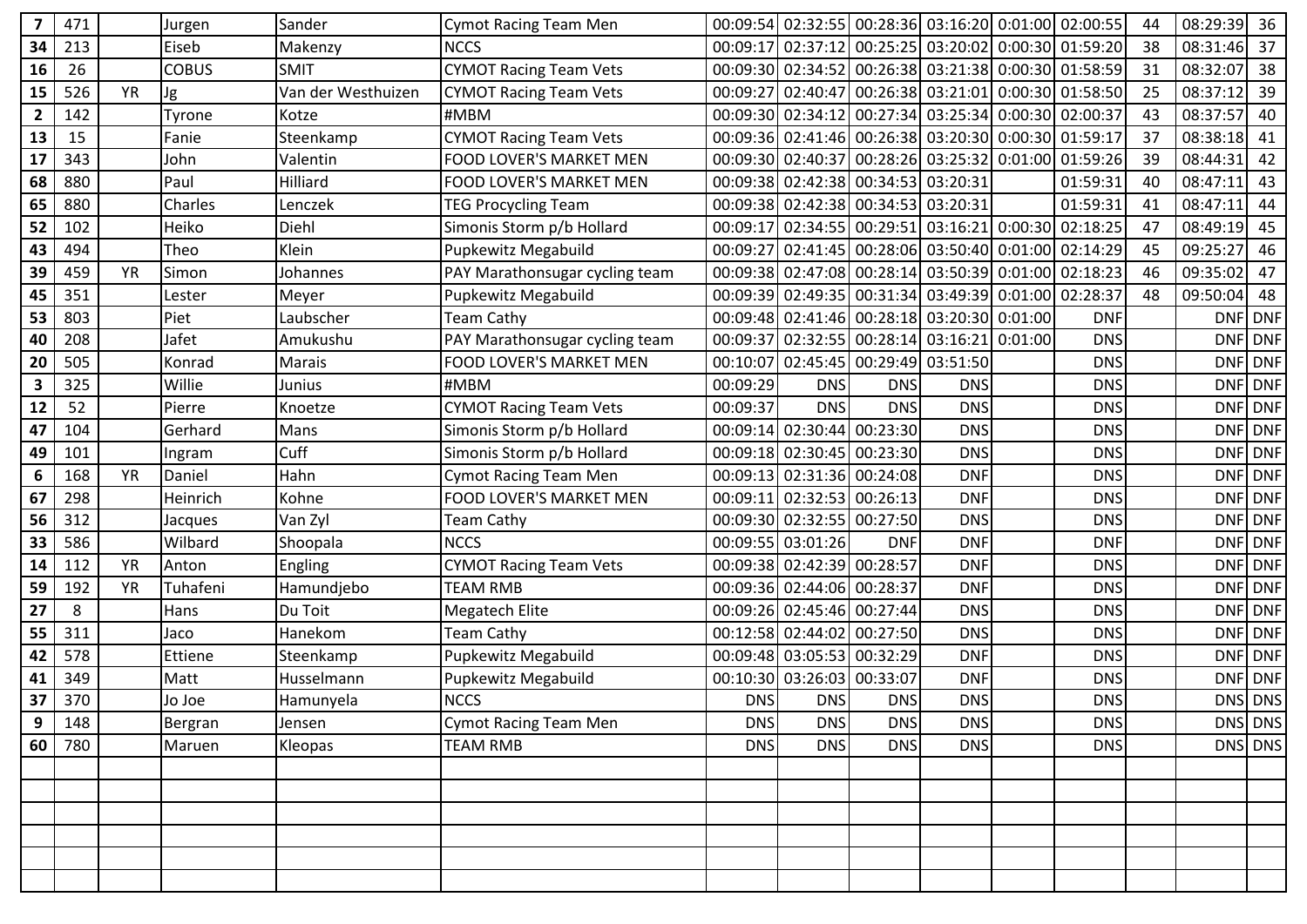| | | | | | | | | | | | | | | |
|---|---|---|---|---|---|---|---|---|---|---|---|---|---|---|
| **7** | 471 | | Jurgen | Sander | Cymot Racing Team Men | 00:09:54 | 02:32:55 | 00:28:36 | 03:16:20 | 0:01:00 | 02:00:55 | 44 | 08:29:39 | 36 |
| **34** | 213 | | Eiseb | Makenzy | NCCS | 00:09:17 | 02:37:12 | 00:25:25 | 03:20:02 | 0:00:30 | 01:59:20 | 38 | 08:31:46 | 37 |
| **16** | 26 | | COBUS | SMIT | CYMOT Racing Team Vets | 00:09:30 | 02:34:52 | 00:26:38 | 03:21:38 | 0:00:30 | 01:58:59 | 31 | 08:32:07 | 38 |
| **15** | 526 | YR | Jg | Van der Westhuizen | CYMOT Racing Team Vets | 00:09:27 | 02:40:47 | 00:26:38 | 03:21:01 | 0:00:30 | 01:58:50 | 25 | 08:37:12 | 39 |
| **2** | 142 | | Tyrone | Kotze | #MBM | 00:09:30 | 02:34:12 | 00:27:34 | 03:25:34 | 0:00:30 | 02:00:37 | 43 | 08:37:57 | 40 |
| **13** | 15 | | Fanie | Steenkamp | CYMOT Racing Team Vets | 00:09:36 | 02:41:46 | 00:26:38 | 03:20:30 | 0:00:30 | 01:59:17 | 37 | 08:38:18 | 41 |
| **17** | 343 | | John | Valentin | FOOD LOVER'S MARKET MEN | 00:09:30 | 02:40:37 | 00:28:26 | 03:25:32 | 0:01:00 | 01:59:26 | 39 | 08:44:31 | 42 |
| **68** | 880 | | Paul | Hilliard | FOOD LOVER'S MARKET MEN | 00:09:38 | 02:42:38 | 00:34:53 | 03:20:31 | | 01:59:31 | 40 | 08:47:11 | 43 |
| **65** | 880 | | Charles | Lenczek | TEG Procycling Team | 00:09:38 | 02:42:38 | 00:34:53 | 03:20:31 | | 01:59:31 | 41 | 08:47:11 | 44 |
| **52** | 102 | | Heiko | Diehl | Simonis Storm p/b Hollard | 00:09:17 | 02:34:55 | 00:29:51 | 03:16:21 | 0:00:30 | 02:18:25 | 47 | 08:49:19 | 45 |
| **43** | 494 | | Theo | Klein | Pupkewitz Megabuild | 00:09:27 | 02:41:45 | 00:28:06 | 03:50:40 | 0:01:00 | 02:14:29 | 45 | 09:25:27 | 46 |
| **39** | 459 | YR | Simon | Johannes | PAY Marathonsugar cycling team | 00:09:38 | 02:47:08 | 00:28:14 | 03:50:39 | 0:01:00 | 02:18:23 | 46 | 09:35:02 | 47 |
| **45** | 351 | | Lester | Meyer | Pupkewitz Megabuild | 00:09:39 | 02:49:35 | 00:31:34 | 03:49:39 | 0:01:00 | 02:28:37 | 48 | 09:50:04 | 48 |
| **53** | 803 | | Piet | Laubscher | Team Cathy | 00:09:48 | 02:41:46 | 00:28:18 | 03:20:30 | 0:01:00 | DNF | | DNF | DNF |
| **40** | 208 | | Jafet | Amukushu | PAY Marathonsugar cycling team | 00:09:37 | 02:32:55 | 00:28:14 | 03:16:21 | 0:01:00 | DNS | | DNF | DNF |
| **20** | 505 | | Konrad | Marais | FOOD LOVER'S MARKET MEN | 00:10:07 | 02:45:45 | 00:29:49 | 03:51:50 | | DNS | | DNF | DNF |
| **3** | 325 | | Willie | Junius | #MBM | 00:09:29 | DNS | DNS | DNS | | DNS | | DNF | DNF |
| **12** | 52 | | Pierre | Knoetze | CYMOT Racing Team Vets | 00:09:37 | DNS | DNS | DNS | | DNS | | DNF | DNF |
| **47** | 104 | | Gerhard | Mans | Simonis Storm p/b Hollard | 00:09:14 | 02:30:44 | 00:23:30 | DNS | | DNS | | DNF | DNF |
| **49** | 101 | | Ingram | Cuff | Simonis Storm p/b Hollard | 00:09:18 | 02:30:45 | 00:23:30 | DNS | | DNS | | DNF | DNF |
| **6** | 168 | YR | Daniel | Hahn | Cymot Racing Team Men | 00:09:13 | 02:31:36 | 00:24:08 | DNF | | DNS | | DNF | DNF |
| **67** | 298 | | Heinrich | Kohne | FOOD LOVER'S MARKET MEN | 00:09:11 | 02:32:53 | 00:26:13 | DNF | | DNS | | DNF | DNF |
| **56** | 312 | | Jacques | Van Zyl | Team Cathy | 00:09:30 | 02:32:55 | 00:27:50 | DNS | | DNS | | DNF | DNF |
| **33** | 586 | | Wilbard | Shoopala | NCCS | 00:09:55 | 03:01:26 | DNF | DNF | | DNF | | DNF | DNF |
| **14** | 112 | YR | Anton | Engling | CYMOT Racing Team Vets | 00:09:38 | 02:42:39 | 00:28:57 | DNF | | DNS | | DNF | DNF |
| **59** | 192 | YR | Tuhafeni | Hamundjebo | TEAM RMB | 00:09:36 | 02:44:06 | 00:28:37 | DNF | | DNS | | DNF | DNF |
| **27** | 8 | | Hans | Du Toit | Megatech Elite | 00:09:26 | 02:45:46 | 00:27:44 | DNS | | DNS | | DNF | DNF |
| **55** | 311 | | Jaco | Hanekom | Team Cathy | 00:12:58 | 02:44:02 | 00:27:50 | DNS | | DNS | | DNF | DNF |
| **42** | 578 | | Ettiene | Steenkamp | Pupkewitz Megabuild | 00:09:48 | 03:05:53 | 00:32:29 | DNF | | DNS | | DNF | DNF |
| **41** | 349 | | Matt | Husselmann | Pupkewitz Megabuild | 00:10:30 | 03:26:03 | 00:33:07 | DNF | | DNS | | DNF | DNF |
| **37** | 370 | | Jo Joe | Hamunyela | NCCS | DNS | DNS | DNS | DNS | | DNS | | DNS | DNS |
| **9** | 148 | | Bergran | Jensen | Cymot Racing Team Men | DNS | DNS | DNS | DNS | | DNS | | DNS | DNS |
| **60** | 780 | | Maruen | Kleopas | TEAM RMB | DNS | DNS | DNS | DNS | | DNS | | DNS | DNS |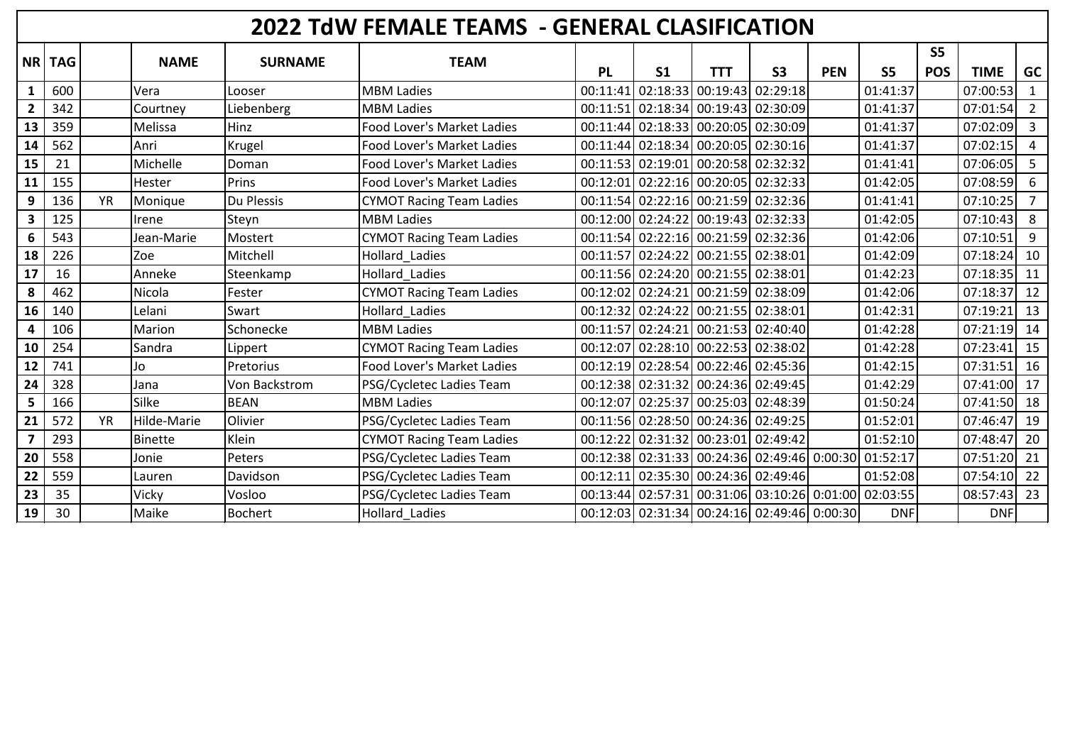# 2022 TdW FEMALE TEAMS - GENERAL CLASIFICATION

| NR | TAG | | NAME | SURNAME | TEAM | PL | S1 | TTT | S3 | PEN | S5 | S5 POS | TIME | GC |
|---|---|---|---|---|---|---|---|---|---|---|---|---|---|---|
| 1 | 600 | | Vera | Looser | MBM Ladies | 00:11:41 | 02:18:33 | 00:19:43 | 02:29:18 | | 01:41:37 | | 07:00:53 | 1 |
| 2 | 342 | | Courtney | Liebenberg | MBM Ladies | 00:11:51 | 02:18:34 | 00:19:43 | 02:30:09 | | 01:41:37 | | 07:01:54 | 2 |
| 13 | 359 | | Melissa | Hinz | Food Lover's Market Ladies | 00:11:44 | 02:18:33 | 00:20:05 | 02:30:09 | | 01:41:37 | | 07:02:09 | 3 |
| 14 | 562 | | Anri | Krugel | Food Lover's Market Ladies | 00:11:44 | 02:18:34 | 00:20:05 | 02:30:16 | | 01:41:37 | | 07:02:15 | 4 |
| 15 | 21 | | Michelle | Doman | Food Lover's Market Ladies | 00:11:53 | 02:19:01 | 00:20:58 | 02:32:32 | | 01:41:41 | | 07:06:05 | 5 |
| 11 | 155 | | Hester | Prins | Food Lover's Market Ladies | 00:12:01 | 02:22:16 | 00:20:05 | 02:32:33 | | 01:42:05 | | 07:08:59 | 6 |
| 9 | 136 | YR | Monique | Du Plessis | CYMOT Racing Team Ladies | 00:11:54 | 02:22:16 | 00:21:59 | 02:32:36 | | 01:41:41 | | 07:10:25 | 7 |
| 3 | 125 | | Irene | Steyn | MBM Ladies | 00:12:00 | 02:24:22 | 00:19:43 | 02:32:33 | | 01:42:05 | | 07:10:43 | 8 |
| 6 | 543 | | Jean-Marie | Mostert | CYMOT Racing Team Ladies | 00:11:54 | 02:22:16 | 00:21:59 | 02:32:36 | | 01:42:06 | | 07:10:51 | 9 |
| 18 | 226 | | Zoe | Mitchell | Hollard_Ladies | 00:11:57 | 02:24:22 | 00:21:55 | 02:38:01 | | 01:42:09 | | 07:18:24 | 10 |
| 17 | 16 | | Anneke | Steenkamp | Hollard_Ladies | 00:11:56 | 02:24:20 | 00:21:55 | 02:38:01 | | 01:42:23 | | 07:18:35 | 11 |
| 8 | 462 | | Nicola | Fester | CYMOT Racing Team Ladies | 00:12:02 | 02:24:21 | 00:21:59 | 02:38:09 | | 01:42:06 | | 07:18:37 | 12 |
| 16 | 140 | | Lelani | Swart | Hollard_Ladies | 00:12:32 | 02:24:22 | 00:21:55 | 02:38:01 | | 01:42:31 | | 07:19:21 | 13 |
| 4 | 106 | | Marion | Schonecke | MBM Ladies | 00:11:57 | 02:24:21 | 00:21:53 | 02:40:40 | | 01:42:28 | | 07:21:19 | 14 |
| 10 | 254 | | Sandra | Lippert | CYMOT Racing Team Ladies | 00:12:07 | 02:28:10 | 00:22:53 | 02:38:02 | | 01:42:28 | | 07:23:41 | 15 |
| 12 | 741 | | Jo | Pretorius | Food Lover's Market Ladies | 00:12:19 | 02:28:54 | 00:22:46 | 02:45:36 | | 01:42:15 | | 07:31:51 | 16 |
| 24 | 328 | | Jana | Von Backstrom | PSG/Cycletec Ladies Team | 00:12:38 | 02:31:32 | 00:24:36 | 02:49:45 | | 01:42:29 | | 07:41:00 | 17 |
| 5 | 166 | | Silke | BEAN | MBM Ladies | 00:12:07 | 02:25:37 | 00:25:03 | 02:48:39 | | 01:50:24 | | 07:41:50 | 18 |
| 21 | 572 | YR | Hilde-Marie | Olivier | PSG/Cycletec Ladies Team | 00:11:56 | 02:28:50 | 00:24:36 | 02:49:25 | | 01:52:01 | | 07:46:47 | 19 |
| 7 | 293 | | Binette | Klein | CYMOT Racing Team Ladies | 00:12:22 | 02:31:32 | 00:23:01 | 02:49:42 | | 01:52:10 | | 07:48:47 | 20 |
| 20 | 558 | | Jonie | Peters | PSG/Cycletec Ladies Team | 00:12:38 | 02:31:33 | 00:24:36 | 02:49:46 | 0:00:30 | 01:52:17 | | 07:51:20 | 21 |
| 22 | 559 | | Lauren | Davidson | PSG/Cycletec Ladies Team | 00:12:11 | 02:35:30 | 00:24:36 | 02:49:46 | | 01:52:08 | | 07:54:10 | 22 |
| 23 | 35 | | Vicky | Vosloo | PSG/Cycletec Ladies Team | 00:13:44 | 02:57:31 | 00:31:06 | 03:10:26 | 0:01:00 | 02:03:55 | | 08:57:43 | 23 |
| 19 | 30 | | Maike | Bochert | Hollard_Ladies | 00:12:03 | 02:31:34 | 00:24:16 | 02:49:46 | 0:00:30 | DNF | | DNF | |